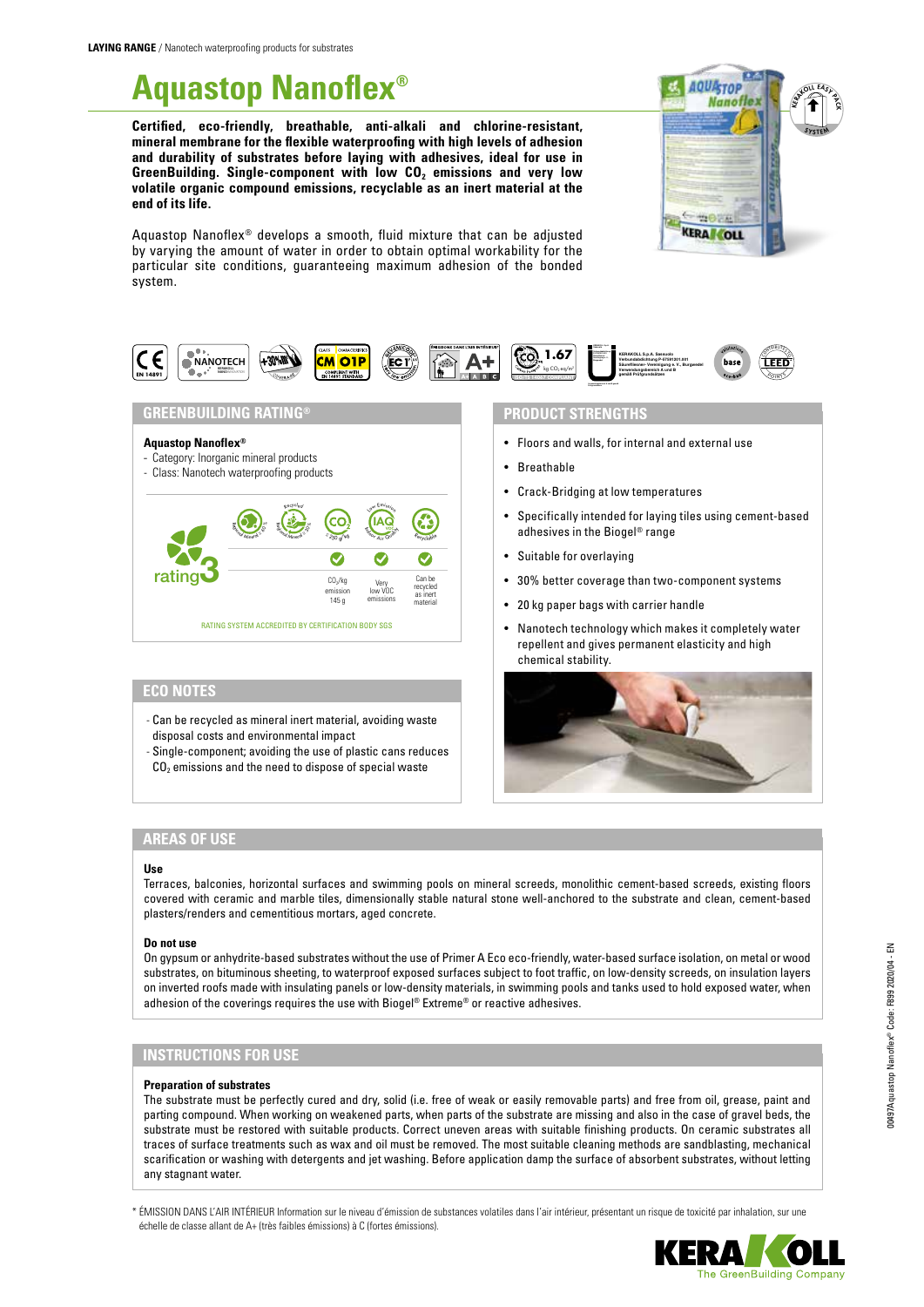**LAYING RANGE** / Nanotech waterproofing products for substrates

# Aquastop Nanoflex®

**Certified, eco-friendly, breathable, anti-alkali and chlorine-resistant, mineral membrane for the flexible waterproofing with high levels of adhesion and durability of substrates before laying with adhesives, ideal for use in GreenBuilding. Single-component with low $CO_2$ emissions and very low volatile organic compound emissions, recyclable as an inert material at the end of its life.**

Aquastop Nanoflex® develops a smooth, fluid mixture that can be adjusted by varying the amount of water in order to obtain optimal workability for the particular site conditions, guaranteeing maximum adhesion of the bonded system.

## GREENBUILDING RATING®

**Aquastop Nanoflex®**
- Category: Inorganic mineral products
- Class: Nanotech waterproofing products

rating 3

- $CO_2$/kg emission 145 g
- Very low VOC emissions
- Can be recycled as inert material

RATING SYSTEM ACCREDITED BY CERTIFICATION BODY SGS

## ECO NOTES

- Can be recycled as mineral inert material, avoiding waste disposal costs and environmental impact
- Single-component; avoiding the use of plastic cans reduces $CO_2$ emissions and the need to dispose of special waste

## PRODUCT STRENGTHS

- Floors and walls, for internal and external use
- Breathable
- Crack-Bridging at low temperatures
- Specifically intended for laying tiles using cement-based adhesives in the Biogel® range
- Suitable for overlaying
- 30% better coverage than two-component systems
- 20 kg paper bags with carrier handle
- Nanotech technology which makes it completely water repellent and gives permanent elasticity and high chemical stability.

## AREAS OF USE

**Use**

Terraces, balconies, horizontal surfaces and swimming pools on mineral screeds, monolithic cement-based screeds, existing floors covered with ceramic and marble tiles, dimensionally stable natural stone well-anchored to the substrate and clean, cement-based plasters/renders and cementitious mortars, aged concrete.

**Do not use**

On gypsum or anhydrite-based substrates without the use of Primer A Eco eco-friendly, water-based surface isolation, on metal or wood substrates, on bituminous sheeting, to waterproof exposed surfaces subject to foot traffic, on low-density screeds, on insulation layers on inverted roofs made with insulating panels or low-density materials, in swimming pools and tanks used to hold exposed water, when adhesion of the coverings requires the use with Biogel® Extreme® or reactive adhesives.

## INSTRUCTIONS FOR USE

**Preparation of substrates**

The substrate must be perfectly cured and dry, solid (i.e. free of weak or easily removable parts) and free from oil, grease, paint and parting compound. When working on weakened parts, when parts of the substrate are missing and also in the case of gravel beds, the substrate must be restored with suitable products. Correct uneven areas with suitable finishing products. On ceramic substrates all traces of surface treatments such as wax and oil must be removed. The most suitable cleaning methods are sandblasting, mechanical scarification or washing with detergents and jet washing. Before application damp the surface of absorbent substrates, without letting any stagnant water.

\* ÉMISSION DANS L'AIR INTÉRIEUR Information sur le niveau d'émission de substances volatiles dans l'air intérieur, présentant un risque de toxicité par inhalation, sur une échelle de classe allant de A+ (très faibles émissions) à C (fortes émissions).

00497Aquastop Nanoflex® Code: F899 2020/04 - EN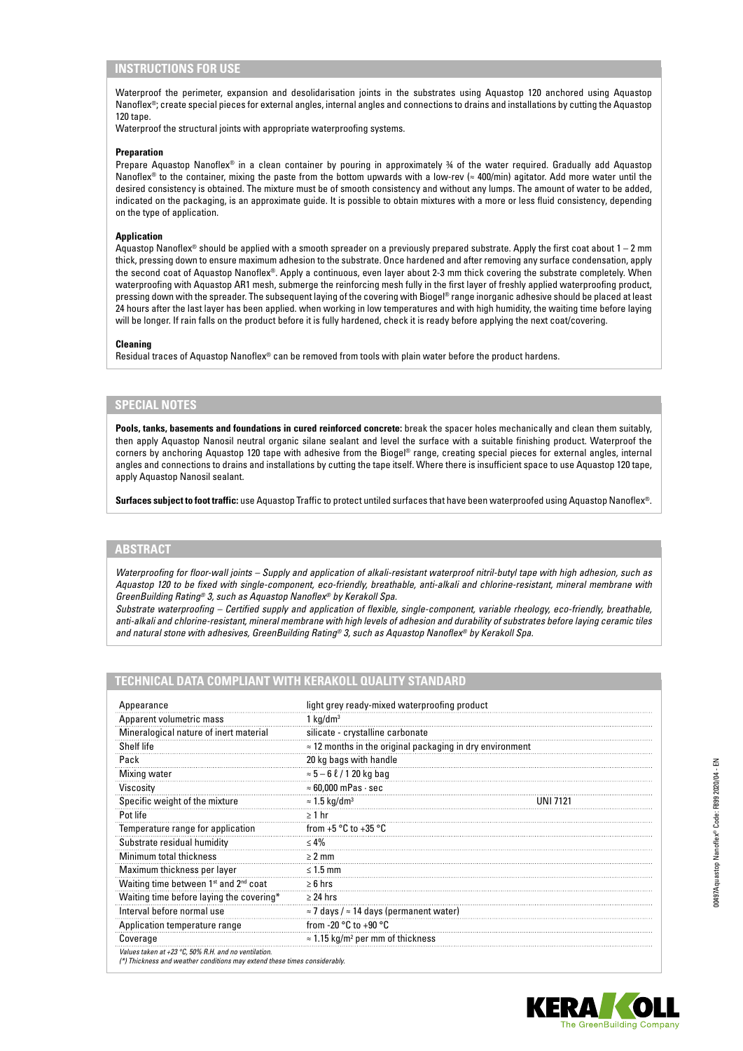## INSTRUCTIONS FOR USE

Waterproof the perimeter, expansion and desolidarisation joints in the substrates using Aquastop 120 anchored using Aquastop Nanoflex®; create special pieces for external angles, internal angles and connections to drains and installations by cutting the Aquastop 120 tape.

Waterproof the structural joints with appropriate waterproofing systems.

**Preparation**

Prepare Aquastop Nanoflex® in a clean container by pouring in approximately ¾ of the water required. Gradually add Aquastop Nanoflex® to the container, mixing the paste from the bottom upwards with a low-rev (≈ 400/min) agitator. Add more water until the desired consistency is obtained. The mixture must be of smooth consistency and without any lumps. The amount of water to be added, indicated on the packaging, is an approximate guide. It is possible to obtain mixtures with a more or less fluid consistency, depending on the type of application.

**Application**

Aquastop Nanoflex® should be applied with a smooth spreader on a previously prepared substrate. Apply the first coat about 1 – 2 mm thick, pressing down to ensure maximum adhesion to the substrate. Once hardened and after removing any surface condensation, apply the second coat of Aquastop Nanoflex®. Apply a continuous, even layer about 2-3 mm thick covering the substrate completely. When waterproofing with Aquastop AR1 mesh, submerge the reinforcing mesh fully in the first layer of freshly applied waterproofing product, pressing down with the spreader. The subsequent laying of the covering with Biogel® range inorganic adhesive should be placed at least 24 hours after the last layer has been applied. when working in low temperatures and with high humidity, the waiting time before laying will be longer. If rain falls on the product before it is fully hardened, check it is ready before applying the next coat/covering.

**Cleaning**

Residual traces of Aquastop Nanoflex® can be removed from tools with plain water before the product hardens.

## SPECIAL NOTES

**Pools, tanks, basements and foundations in cured reinforced concrete:** break the spacer holes mechanically and clean them suitably, then apply Aquastop Nanosil neutral organic silane sealant and level the surface with a suitable finishing product. Waterproof the corners by anchoring Aquastop 120 tape with adhesive from the Biogel® range, creating special pieces for external angles, internal angles and connections to drains and installations by cutting the tape itself. Where there is insufficient space to use Aquastop 120 tape, apply Aquastop Nanosil sealant.

**Surfaces subject to foot traffic:** use Aquastop Traffic to protect untiled surfaces that have been waterproofed using Aquastop Nanoflex®.

## ABSTRACT

*Waterproofing for floor-wall joints – Supply and application of alkali-resistant waterproof nitril-butyl tape with high adhesion, such as Aquastop 120 to be fixed with single-component, eco-friendly, breathable, anti-alkali and chlorine-resistant, mineral membrane with GreenBuilding Rating® 3, such as Aquastop Nanoflex® by Kerakoll Spa.*

*Substrate waterproofing – Certified supply and application of flexible, single-component, variable rheology, eco-friendly, breathable, anti-alkali and chlorine-resistant, mineral membrane with high levels of adhesion and durability of substrates before laying ceramic tiles and natural stone with adhesives, GreenBuilding Rating® 3, such as Aquastop Nanoflex® by Kerakoll Spa.*

## TECHNICAL DATA COMPLIANT WITH KERAKOLL QUALITY STANDARD

| | | |
|---|---|---|
| Appearance | light grey ready-mixed waterproofing product | |
| Apparent volumetric mass | 1 kg/dm³ | |
| Mineralogical nature of inert material | silicate - crystalline carbonate | |
| Shelf life | ≈ 12 months in the original packaging in dry environment | |
| Pack | 20 kg bags with handle | |
| Mixing water | ≈ 5 – 6 ℓ / 1 20 kg bag | |
| Viscosity | ≈ 60,000 mPas · sec | |
| Specific weight of the mixture | ≈ 1.5 kg/dm³ | UNI 7121 |
| Pot life | ≥ 1 hr | |
| Temperature range for application | from +5 °C to +35 °C | |
| Substrate residual humidity | ≤ 4% | |
| Minimum total thickness | ≥ 2 mm | |
| Maximum thickness per layer | ≤ 1.5 mm | |
| Waiting time between 1st and 2nd coat | ≥ 6 hrs | |
| Waiting time before laying the covering* | ≥ 24 hrs | |
| Interval before normal use | ≈ 7 days / ≈ 14 days (permanent water) | |
| Application temperature range | from -20 °C to +90 °C | |
| Coverage | ≈ 1.15 kg/m² per mm of thickness | |

*Values taken at +23 °C, 50% R.H. and no ventilation.*
*(\*) Thickness and weather conditions may extend these times considerably.*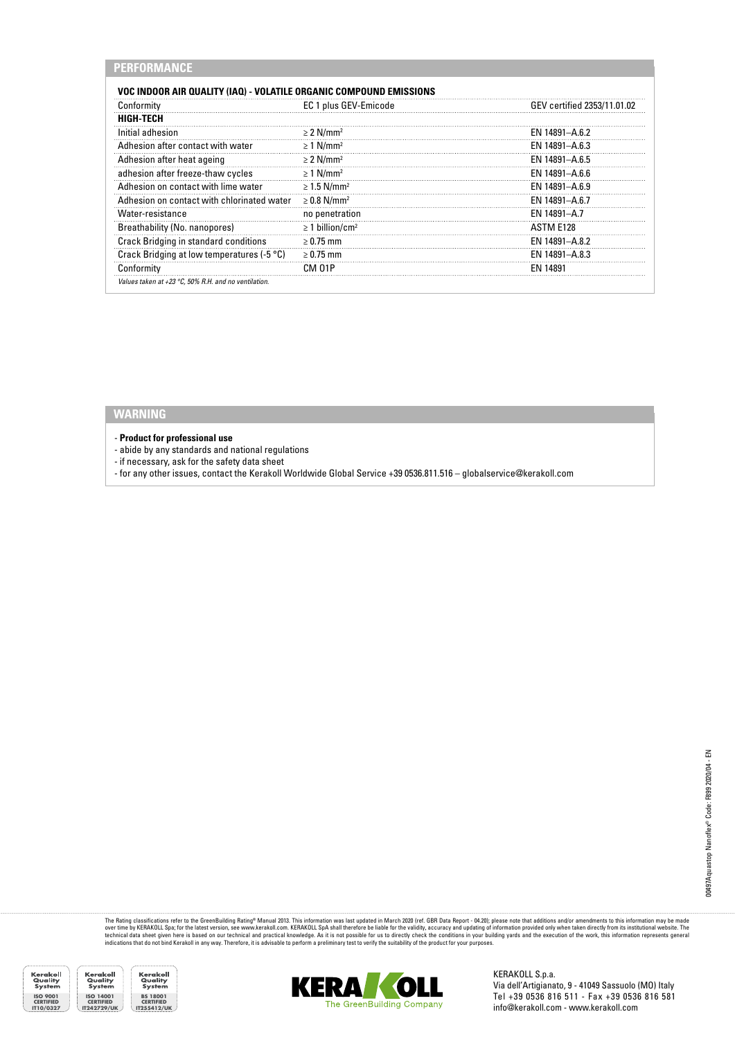## PERFORMANCE

| VOC INDOOR AIR QUALITY (IAQ) - VOLATILE ORGANIC COMPOUND EMISSIONS | | |
|---|---|---|
| Conformity | EC 1 plus GEV-Emicode | GEV certified 2353/11.01.02 |
| **HIGH-TECH** | | |
| Initial adhesion | ≥ 2 N/mm² | EN 14891–A.6.2 |
| Adhesion after contact with water | ≥ 1 N/mm² | EN 14891–A.6.3 |
| Adhesion after heat ageing | ≥ 2 N/mm² | EN 14891–A.6.5 |
| adhesion after freeze-thaw cycles | ≥ 1 N/mm² | EN 14891–A.6.6 |
| Adhesion on contact with lime water | ≥ 1.5 N/mm² | EN 14891–A.6.9 |
| Adhesion on contact with chlorinated water | ≥ 0.8 N/mm² | EN 14891–A.6.7 |
| Water-resistance | no penetration | EN 14891–A.7 |
| Breathability (No. nanopores) | ≥ 1 billion/cm² | ASTM E128 |
| Crack Bridging in standard conditions | ≥ 0.75 mm | EN 14891–A.8.2 |
| Crack Bridging at low temperatures (-5 °C) | ≥ 0.75 mm | EN 14891–A.8.3 |
| Conformity | CM 01P | EN 14891 |

*Values taken at +23 °C, 50% R.H. and no ventilation.*

## WARNING

- **Product for professional use**
- abide by any standards and national regulations
- if necessary, ask for the safety data sheet
- for any other issues, contact the Kerakoll Worldwide Global Service +39 0536.811.516 – globalservice@kerakoll.com

00497Aquastop Nanoflex® Code: F899 2020/04 - EN

The Rating classifications refer to the GreenBuilding Rating® Manual 2013. This information was last updated in March 2020 (ref. GBR Data Report - 04.20); please note that additions and/or amendments to this information may be made over time by KERAKOLL Spa; for the latest version, see www.kerakoll.com. KERAKOLL SpA shall therefore be liable for the validity, accuracy and updating of information provided only when taken directly from its institutional website. The technical data sheet given here is based on our technical and practical knowledge. As it is not possible for us to directly check the conditions in your building yards and the execution of the work, this information represents general indications that do not bind Kerakoll in any way. Therefore, it is advisable to perform a preliminary test to verify the suitability of the product for your purposes.

Kerakoll Quality System ISO 9001 CERTIFIED IT10/0327

Kerakoll Quality System ISO 14001 CERTIFIED IT242729/UK

Kerakoll Quality System BS 18001 CERTIFIED IT255412/UK

KERAKOLL The GreenBuilding Company

KERAKOLL S.p.a.
Via dell'Artigianato, 9 - 41049 Sassuolo (MO) Italy
Tel +39 0536 816 511 - Fax +39 0536 816 581
info@kerakoll.com - www.kerakoll.com